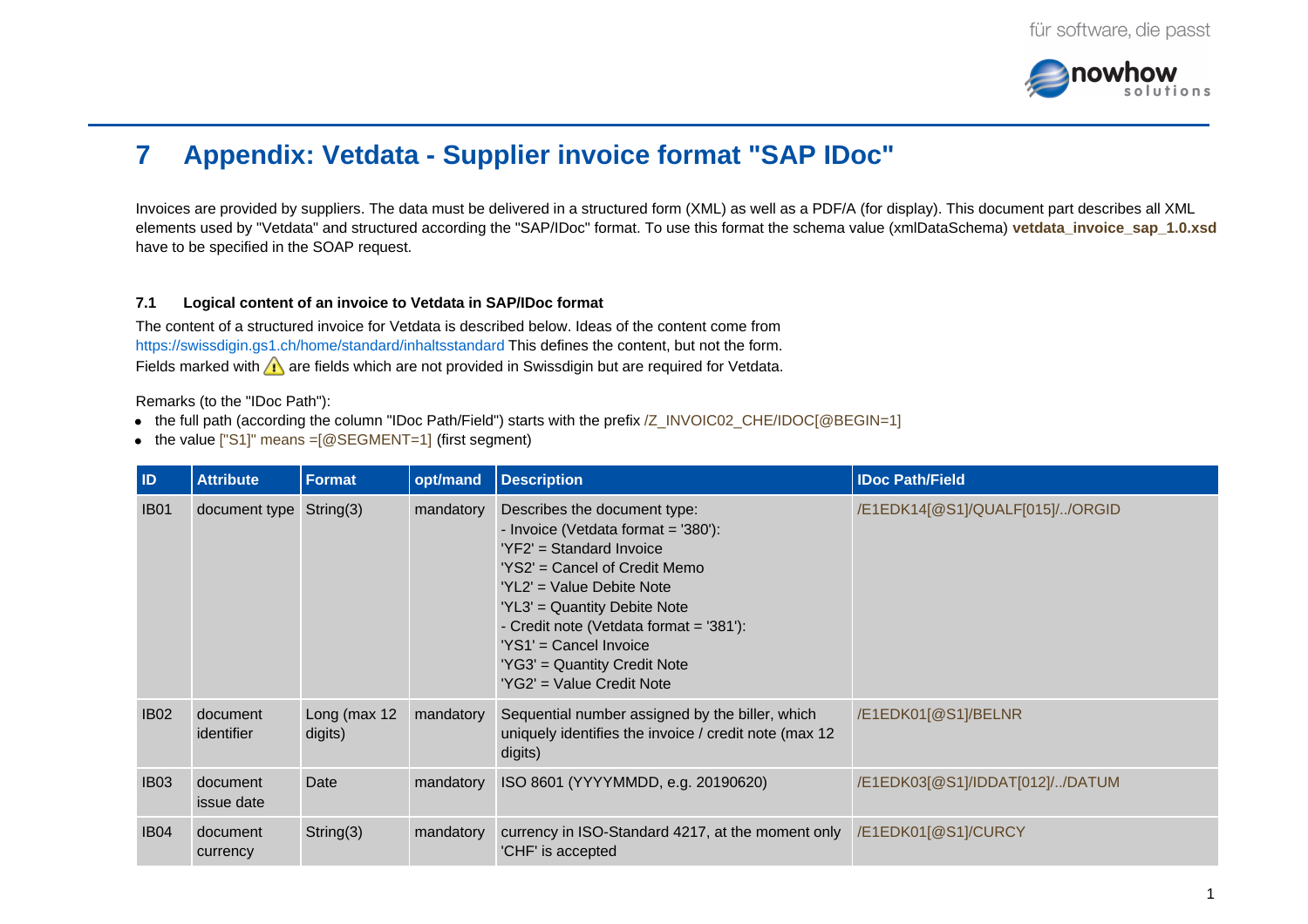# 7 Appendix: Vetdata - Supplier invoice format "SAP IDoc"

Invoices are provided by suppliers. The data must be delivered in a structured form (XML) as well as a PDF/A (for display). This document part describes all XML elements used by "Vetdata" and structured according the "SAP/IDoc" format. To use this format the schema value (xmlDataSchema) **vetdata_invoice_sap_1.0.xsd** have to be specified in the SOAP request.

### 7.1 Logical content of an invoice to Vetdata in SAP/IDoc format

The content of a structured invoice for Vetdata is described below. Ideas of the content come from https://swissdigin.gs1.ch/home/standard/inhaltsstandard This defines the content, but not the form.
Fields marked with ⚠ are fields which are not provided in Swissdigin but are required for Vetdata.

Remarks (to the "IDoc Path"):

- the full path (according the column "IDoc Path/Field") starts with the prefix /Z_INVOIC02_CHE/IDOC[@BEGIN=1]
- the value ["S1]" means =[@SEGMENT=1] (first segment)

| ID | Attribute | Format | opt/mand | Description | IDoc Path/Field |
|---|---|---|---|---|---|
| IB01 | document type | String(3) | mandatory | Describes the document type:<br>- Invoice (Vetdata format = '380'):<br>'YF2' = Standard Invoice<br>'YS2' = Cancel of Credit Memo<br>'YL2' = Value Debite Note<br>'YL3' = Quantity Debite Note<br>- Credit note (Vetdata format = '381'):<br>'YS1' = Cancel Invoice<br>'YG3' = Quantity Credit Note<br>'YG2' = Value Credit Note | /E1EDK14[@S1]/QUALF[015]/../ORGID |
| IB02 | document identifier | Long (max 12 digits) | mandatory | Sequential number assigned by the biller, which uniquely identifies the invoice / credit note (max 12 digits) | /E1EDK01[@S1]/BELNR |
| IB03 | document issue date | Date | mandatory | ISO 8601 (YYYYMMDD, e.g. 20190620) | /E1EDK03[@S1]/IDDAT[012]/../DATUM |
| IB04 | document currency | String(3) | mandatory | currency in ISO-Standard 4217, at the moment only 'CHF' is accepted | /E1EDK01[@S1]/CURCY |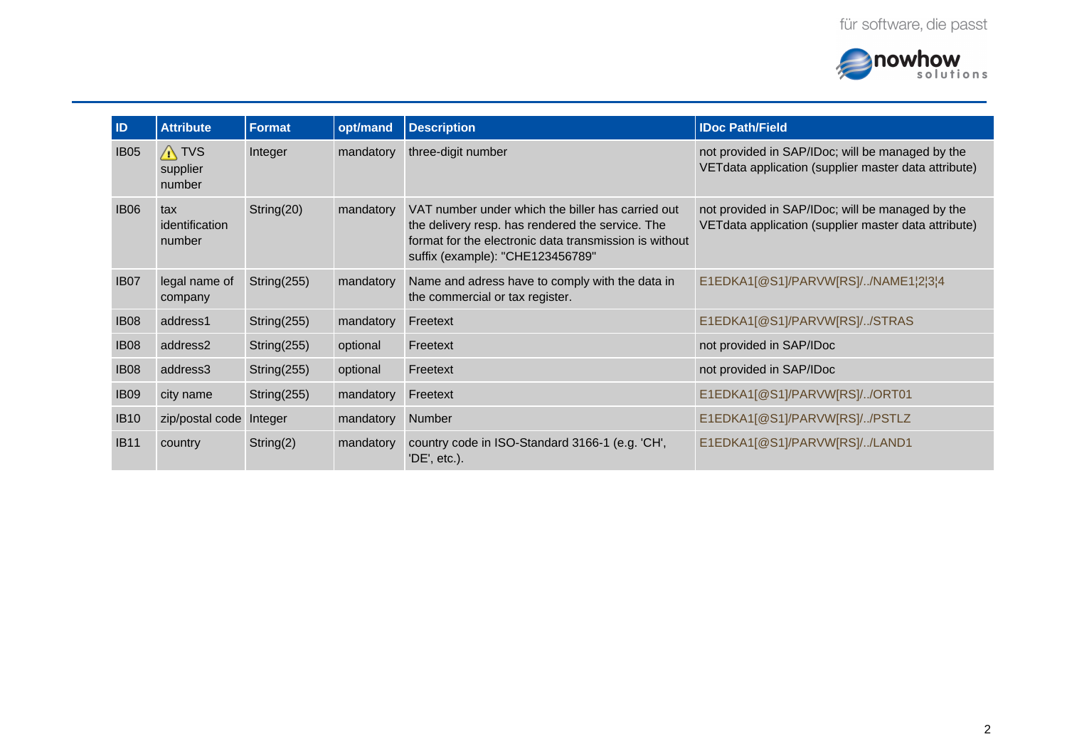| ID | Attribute | Format | opt/mand | Description | IDoc Path/Field |
|---|---|---|---|---|---|
| IB05 | ⚠ TVS supplier number | Integer | mandatory | three-digit number | not provided in SAP/IDoc; will be managed by the VETdata application (supplier master data attribute) |
| IB06 | tax identification number | String(20) | mandatory | VAT number under which the biller has carried out the delivery resp. has rendered the service. The format for the electronic data transmission is without suffix (example): "CHE123456789" | not provided in SAP/IDoc; will be managed by the VETdata application (supplier master data attribute) |
| IB07 | legal name of company | String(255) | mandatory | Name and adress have to comply with the data in the commercial or tax register. | E1EDKA1[@S1]/PARVW[RS]/../NAME1¦2¦3¦4 |
| IB08 | address1 | String(255) | mandatory | Freetext | E1EDKA1[@S1]/PARVW[RS]/../STRAS |
| IB08 | address2 | String(255) | optional | Freetext | not provided in SAP/IDoc |
| IB08 | address3 | String(255) | optional | Freetext | not provided in SAP/IDoc |
| IB09 | city name | String(255) | mandatory | Freetext | E1EDKA1[@S1]/PARVW[RS]/../ORT01 |
| IB10 | zip/postal code | Integer | mandatory | Number | E1EDKA1[@S1]/PARVW[RS]/../PSTLZ |
| IB11 | country | String(2) | mandatory | country code in ISO-Standard 3166-1 (e.g. 'CH', 'DE', etc.). | E1EDKA1[@S1]/PARVW[RS]/../LAND1 |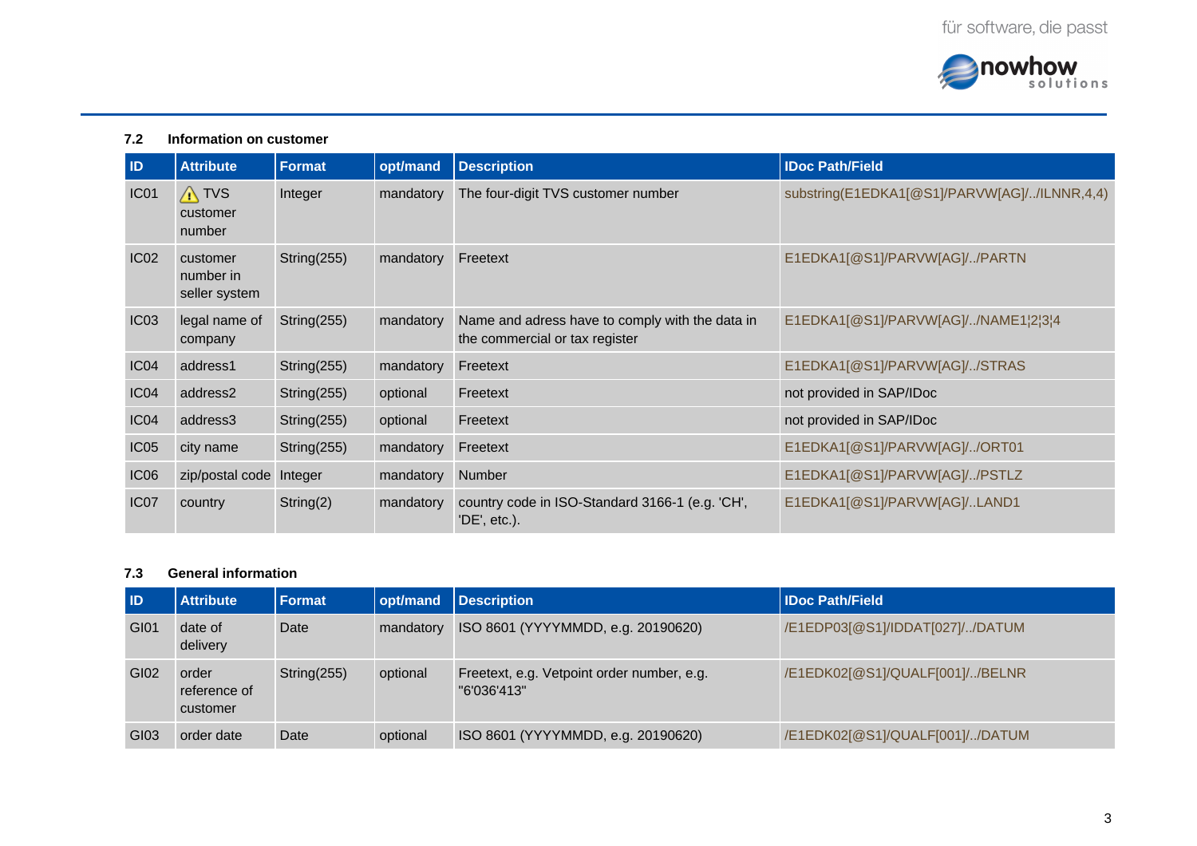### 7.2 Information on customer

| ID | Attribute | Format | opt/mand | Description | IDoc Path/Field |
|---|---|---|---|---|---|
| IC01 | ⚠ TVS customer number | Integer | mandatory | The four-digit TVS customer number | substring(E1EDKA1[@S1]/PARVW[AG]/../ILNNR,4,4) |
| IC02 | customer number in seller system | String(255) | mandatory | Freetext | E1EDKA1[@S1]/PARVW[AG]/../PARTN |
| IC03 | legal name of company | String(255) | mandatory | Name and adress have to comply with the data in the commercial or tax register | E1EDKA1[@S1]/PARVW[AG]/../NAME1¦2¦3¦4 |
| IC04 | address1 | String(255) | mandatory | Freetext | E1EDKA1[@S1]/PARVW[AG]/../STRAS |
| IC04 | address2 | String(255) | optional | Freetext | not provided in SAP/IDoc |
| IC04 | address3 | String(255) | optional | Freetext | not provided in SAP/IDoc |
| IC05 | city name | String(255) | mandatory | Freetext | E1EDKA1[@S1]/PARVW[AG]/../ORT01 |
| IC06 | zip/postal code | Integer | mandatory | Number | E1EDKA1[@S1]/PARVW[AG]/../PSTLZ |
| IC07 | country | String(2) | mandatory | country code in ISO-Standard 3166-1 (e.g. 'CH', 'DE', etc.). | E1EDKA1[@S1]/PARVW[AG]/..LAND1 |

### 7.3 General information

| ID | Attribute | Format | opt/mand | Description | IDoc Path/Field |
|---|---|---|---|---|---|
| GI01 | date of delivery | Date | mandatory | ISO 8601 (YYYYMMDD, e.g. 20190620) | /E1EDP03[@S1]/IDDAT[027]/../DATUM |
| GI02 | order reference of customer | String(255) | optional | Freetext, e.g. Vetpoint order number, e.g. "6'036'413" | /E1EDK02[@S1]/QUALF[001]/../BELNR |
| GI03 | order date | Date | optional | ISO 8601 (YYYYMMDD, e.g. 20190620) | /E1EDK02[@S1]/QUALF[001]/../DATUM |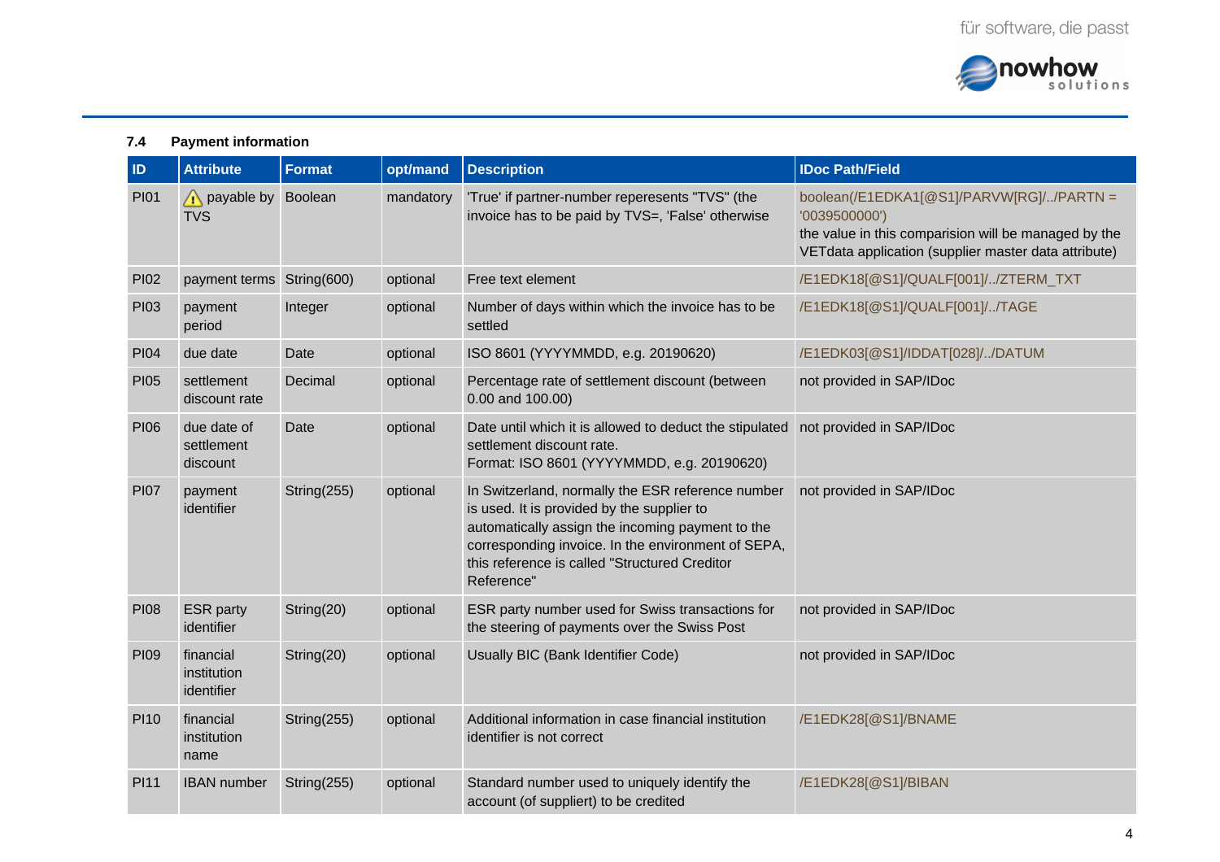### 7.4 Payment information

| ID | Attribute | Format | opt/mand | Description | IDoc Path/Field |
|---|---|---|---|---|---|
| PI01 | ⚠ payable by TVS | Boolean | mandatory | 'True' if partner-number reperesents "TVS" (the invoice has to be paid by TVS=, 'False' otherwise | boolean(/E1EDKA1[@S1]/PARVW[RG]/../PARTN = '0039500000')<br>the value in this comparision will be managed by the VETdata application (supplier master data attribute) |
| PI02 | payment terms | String(600) | optional | Free text element | /E1EDK18[@S1]/QUALF[001]/../ZTERM_TXT |
| PI03 | payment period | Integer | optional | Number of days within which the invoice has to be settled | /E1EDK18[@S1]/QUALF[001]/../TAGE |
| PI04 | due date | Date | optional | ISO 8601 (YYYYMMDD, e.g. 20190620) | /E1EDK03[@S1]/IDDAT[028]/../DATUM |
| PI05 | settlement discount rate | Decimal | optional | Percentage rate of settlement discount (between 0.00 and 100.00) | not provided in SAP/IDoc |
| PI06 | due date of settlement discount | Date | optional | Date until which it is allowed to deduct the stipulated settlement discount rate.<br>Format: ISO 8601 (YYYYMMDD, e.g. 20190620) | not provided in SAP/IDoc |
| PI07 | payment identifier | String(255) | optional | In Switzerland, normally the ESR reference number is used. It is provided by the supplier to automatically assign the incoming payment to the corresponding invoice. In the environment of SEPA, this reference is called "Structured Creditor Reference" | not provided in SAP/IDoc |
| PI08 | ESR party identifier | String(20) | optional | ESR party number used for Swiss transactions for the steering of payments over the Swiss Post | not provided in SAP/IDoc |
| PI09 | financial institution identifier | String(20) | optional | Usually BIC (Bank Identifier Code) | not provided in SAP/IDoc |
| PI10 | financial institution name | String(255) | optional | Additional information in case financial institution identifier is not correct | /E1EDK28[@S1]/BNAME |
| PI11 | IBAN number | String(255) | optional | Standard number used to uniquely identify the account (of suppliert) to be credited | /E1EDK28[@S1]/BIBAN |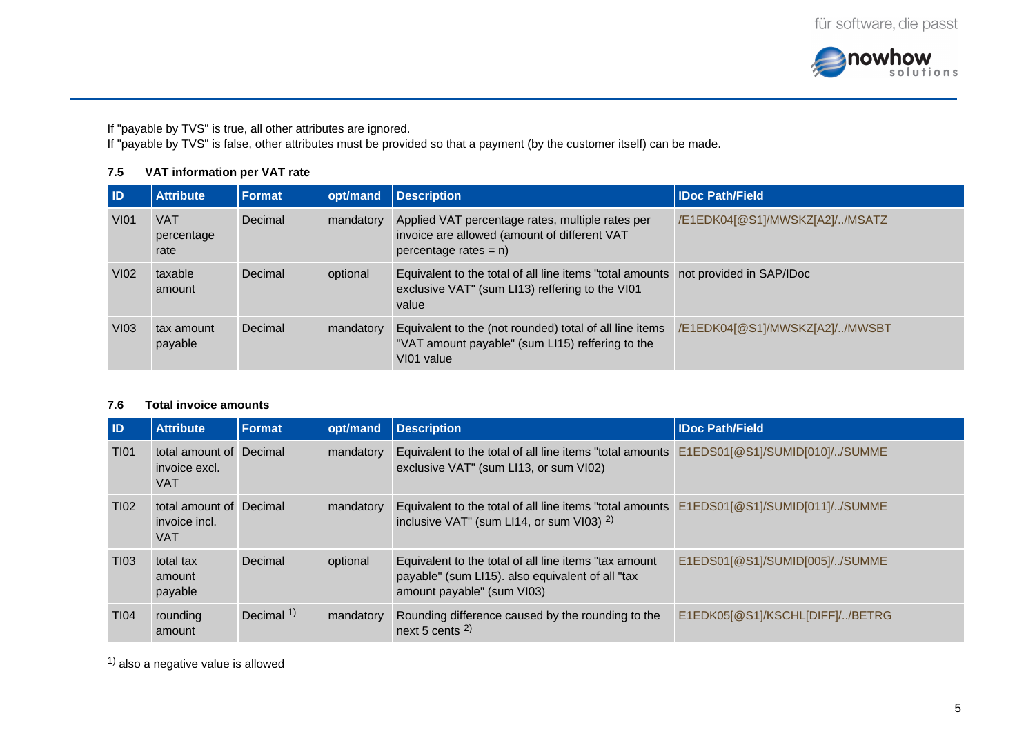If "payable by TVS" is true, all other attributes are ignored.
If "payable by TVS" is false, other attributes must be provided so that a payment (by the customer itself) can be made.

### 7.5 VAT information per VAT rate

| ID | Attribute | Format | opt/mand | Description | IDoc Path/Field |
|---|---|---|---|---|---|
| VI01 | VAT percentage rate | Decimal | mandatory | Applied VAT percentage rates, multiple rates per invoice are allowed (amount of different VAT percentage rates = n) | /E1EDK04[@S1]/MWSKZ[A2]/../MSATZ |
| VI02 | taxable amount | Decimal | optional | Equivalent to the total of all line items "total amounts exclusive VAT" (sum LI13) reffering to the VI01 value | not provided in SAP/IDoc |
| VI03 | tax amount payable | Decimal | mandatory | Equivalent to the (not rounded) total of all line items "VAT amount payable" (sum LI15) reffering to the VI01 value | /E1EDK04[@S1]/MWSKZ[A2]/../MWSBT |

### 7.6 Total invoice amounts

| ID | Attribute | Format | opt/mand | Description | IDoc Path/Field |
|---|---|---|---|---|---|
| TI01 | total amount of invoice excl. VAT | Decimal | mandatory | Equivalent to the total of all line items "total amounts exclusive VAT" (sum LI13, or sum VI02) | E1EDS01[@S1]/SUMID[010]/../SUMME |
| TI02 | total amount of invoice incl. VAT | Decimal | mandatory | Equivalent to the total of all line items "total amounts inclusive VAT" (sum LI14, or sum VI03) [2)] | E1EDS01[@S1]/SUMID[011]/../SUMME |
| TI03 | total tax amount payable | Decimal | optional | Equivalent to the total of all line items "tax amount payable" (sum LI15). also equivalent of all "tax amount payable" (sum VI03) | E1EDS01[@S1]/SUMID[005]/../SUMME |
| TI04 | rounding amount | Decimal [1)] | mandatory | Rounding difference caused by the rounding to the next 5 cents [2)] | E1EDK05[@S1]/KSCHL[DIFF]/../BETRG |

[1)] also a negative value is allowed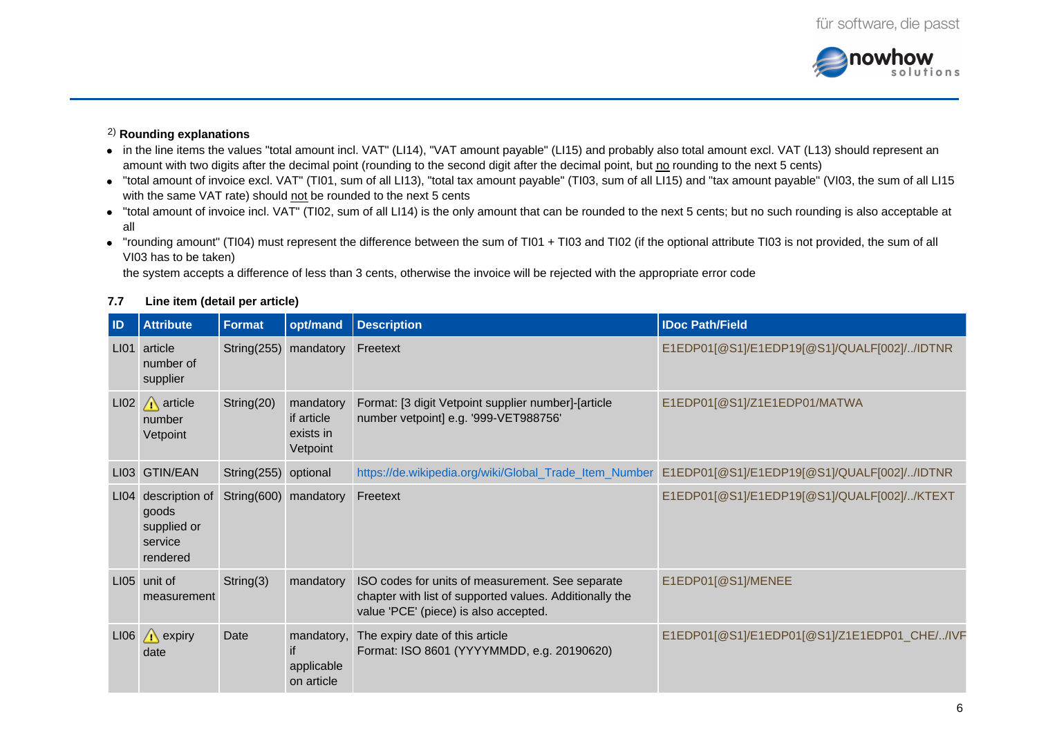[2)] **Rounding explanations**

- in the line items the values "total amount incl. VAT" (LI14), "VAT amount payable" (LI15) and probably also total amount excl. VAT (L13) should represent an amount with two digits after the decimal point (rounding to the second digit after the decimal point, but <u>no</u> rounding to the next 5 cents)
- "total amount of invoice excl. VAT" (TI01, sum of all LI13), "total tax amount payable" (TI03, sum of all LI15) and "tax amount payable" (VI03, the sum of all LI15 with the same VAT rate) should <u>not</u> be rounded to the next 5 cents
- "total amount of invoice incl. VAT" (TI02, sum of all LI14) is the only amount that can be rounded to the next 5 cents; but no such rounding is also acceptable at all
- "rounding amount" (TI04) must represent the difference between the sum of TI01 + TI03 and TI02 (if the optional attribute TI03 is not provided, the sum of all VI03 has to be taken)
  the system accepts a difference of less than 3 cents, otherwise the invoice will be rejected with the appropriate error code

### 7.7 Line item (detail per article)

| ID | Attribute | Format | opt/mand | Description | IDoc Path/Field |
|---|---|---|---|---|---|
| LI01 | article number of supplier | String(255) | mandatory | Freetext | E1EDP01[@S1]/E1EDP19[@S1]/QUALF[002]/../IDTNR |
| LI02 | ⚠ article number Vetpoint | String(20) | mandatory if article exists in Vetpoint | Format: [3 digit Vetpoint supplier number]-[article number vetpoint] e.g. '999-VET988756' | E1EDP01[@S1]/Z1E1EDP01/MATWA |
| LI03 | GTIN/EAN | String(255) | optional | https://de.wikipedia.org/wiki/Global_Trade_Item_Number | E1EDP01[@S1]/E1EDP19[@S1]/QUALF[002]/../IDTNR |
| LI04 | description of goods supplied or service rendered | String(600) | mandatory | Freetext | E1EDP01[@S1]/E1EDP19[@S1]/QUALF[002]/../KTEXT |
| LI05 | unit of measurement | String(3) | mandatory | ISO codes for units of measurement. See separate chapter with list of supported values. Additionally the value 'PCE' (piece) is also accepted. | E1EDP01[@S1]/MENEE |
| LI06 | ⚠ expiry date | Date | mandatory, if applicable on article | The expiry date of this article Format: ISO 8601 (YYYYMMDD, e.g. 20190620) | E1EDP01[@S1]/E1EDP01[@S1]/Z1E1EDP01_CHE/../IVF |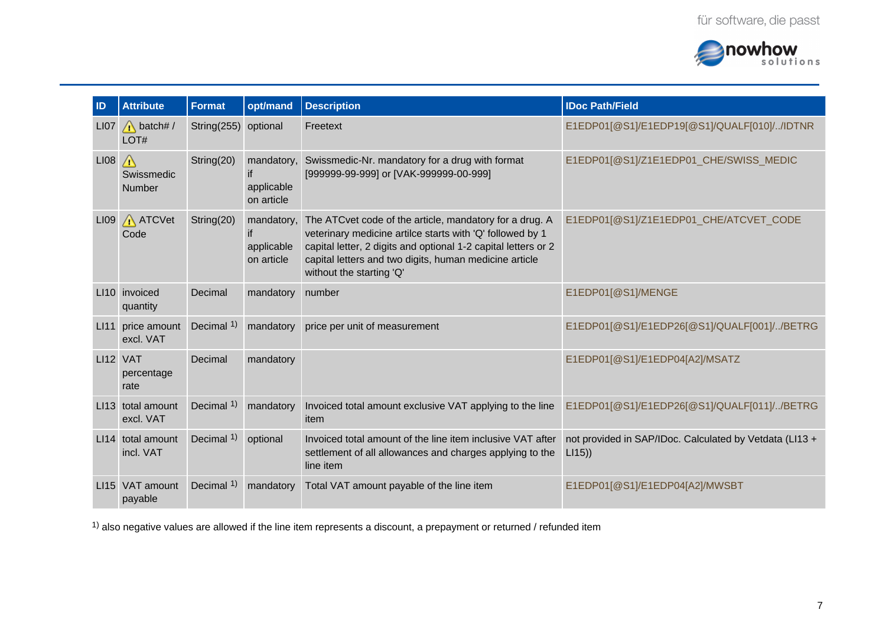| ID | Attribute | Format | opt/mand | Description | IDoc Path/Field |
|---|---|---|---|---|---|
| LI07 | ⚠ batch# / LOT# | String(255) | optional | Freetext | E1EDP01[@S1]/E1EDP19[@S1]/QUALF[010]/../IDTNR |
| LI08 | ⚠ Swissmedic Number | String(20) | mandatory, if applicable on article | Swissmedic-Nr. mandatory for a drug with format [999999-99-999] or [VAK-999999-00-999] | E1EDP01[@S1]/Z1E1EDP01_CHE/SWISS_MEDIC |
| LI09 | ⚠ ATCVet Code | String(20) | mandatory, if applicable on article | The ATCvet code of the article, mandatory for a drug. A veterinary medicine artilce starts with 'Q' followed by 1 capital letter, 2 digits and optional 1-2 capital letters or 2 capital letters and two digits, human medicine article without the starting 'Q' | E1EDP01[@S1]/Z1E1EDP01_CHE/ATCVET_CODE |
| LI10 | invoiced quantity | Decimal | mandatory | number | E1EDP01[@S1]/MENGE |
| LI11 | price amount excl. VAT | Decimal [1)] | mandatory | price per unit of measurement | E1EDP01[@S1]/E1EDP26[@S1]/QUALF[001]/../BETRG |
| LI12 | VAT percentage rate | Decimal | mandatory | | E1EDP01[@S1]/E1EDP04[A2]/MSATZ |
| LI13 | total amount excl. VAT | Decimal [1)] | mandatory | Invoiced total amount exclusive VAT applying to the line item | E1EDP01[@S1]/E1EDP26[@S1]/QUALF[011]/../BETRG |
| LI14 | total amount incl. VAT | Decimal [1)] | optional | Invoiced total amount of the line item inclusive VAT after settlement of all allowances and charges applying to the line item | not provided in SAP/IDoc. Calculated by Vetdata (LI13 + LI15)) |
| LI15 | VAT amount payable | Decimal [1)] | mandatory | Total VAT amount payable of the line item | E1EDP01[@S1]/E1EDP04[A2]/MWSBT |

[1)] also negative values are allowed if the line item represents a discount, a prepayment or returned / refunded item